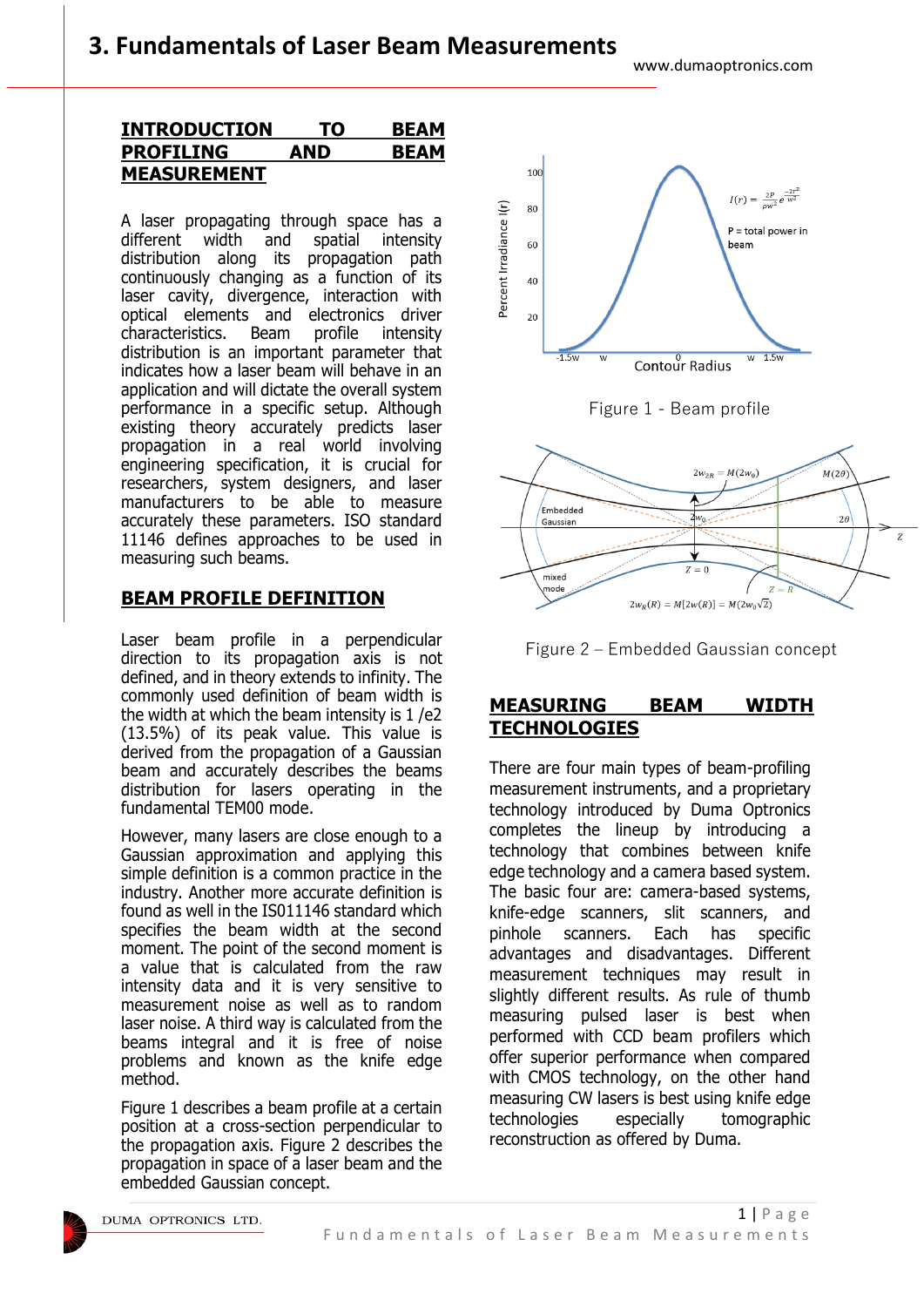# 3. Fundamentals of Laser Beam Measurements

## INTRODUCTION TO BEAM PROFILING AND BEAM MEASUREMENT

A laser propagating through space has a different width and spatial intensity distribution along its propagation path continuously changing as a function of its laser cavity, divergence, interaction with optical elements and electronics driver characteristics. Beam profile intensity distribution is an important parameter that indicates how a laser beam will behave in an application and will dictate the overall system performance in a specific setup. Although existing theory accurately predicts laser propagation in a real world involving engineering specification, it is crucial for researchers, system designers, and laser manufacturers to be able to measure accurately these parameters. ISO standard 11146 defines approaches to be used in measuring such beams.

## BEAM PROFILE DEFINITION

Laser beam profile in a perpendicular direction to its propagation axis is not defined, and in theory extends to infinity. The commonly used definition of beam width is the width at which the beam intensity is 1 /e2 (13.5%) of its peak value. This value is derived from the propagation of a Gaussian beam and accurately describes the beams distribution for lasers operating in the fundamental TEM00 mode.

However, many lasers are close enough to a Gaussian approximation and applying this simple definition is a common practice in the industry. Another more accurate definition is found as well in the IS011146 standard which specifies the beam width at the second moment. The point of the second moment is a value that is calculated from the raw intensity data and it is very sensitive to measurement noise as well as to random laser noise. A third way is calculated from the beams integral and it is free of noise problems and known as the knife edge method.

Figure 1 describes a beam profile at a certain position at a cross-section perpendicular to the propagation axis. Figure 2 describes the propagation in space of a laser beam and the embedded Gaussian concept.

Figure 1 - Beam profile

Figure 2 – Embedded Gaussian concept

## MEASURING BEAM WIDTH TECHNOLOGIES

There are four main types of beam-profiling measurement instruments, and a proprietary technology introduced by Duma Optronics completes the lineup by introducing a technology that combines between knife edge technology and a camera based system. The basic four are: camera-based systems, knife-edge scanners, slit scanners, and pinhole scanners. Each has specific advantages and disadvantages. Different measurement techniques may result in slightly different results. As rule of thumb measuring pulsed laser is best when performed with CCD beam profilers which offer superior performance when compared with CMOS technology, on the other hand measuring CW lasers is best using knife edge technologies especially tomographic reconstruction as offered by Duma.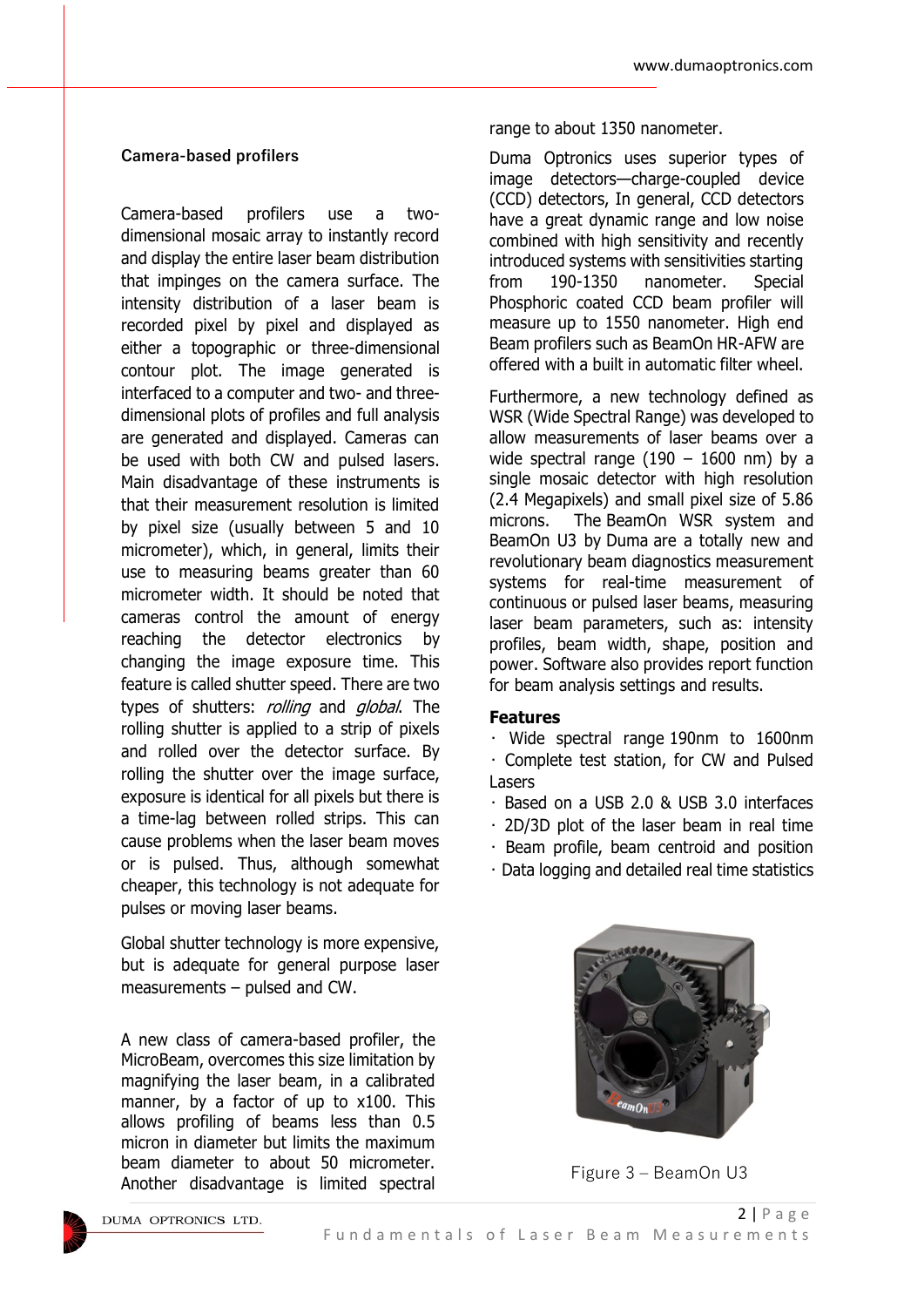### Camera-based profilers

Camera-based profilers use a two-dimensional mosaic array to instantly record and display the entire laser beam distribution that impinges on the camera surface. The intensity distribution of a laser beam is recorded pixel by pixel and displayed as either a topographic or three-dimensional contour plot. The image generated is interfaced to a computer and two- and three-dimensional plots of profiles and full analysis are generated and displayed. Cameras can be used with both CW and pulsed lasers. Main disadvantage of these instruments is that their measurement resolution is limited by pixel size (usually between 5 and 10 micrometer), which, in general, limits their use to measuring beams greater than 60 micrometer width. It should be noted that cameras control the amount of energy reaching the detector electronics by changing the image exposure time. This feature is called shutter speed. There are two types of shutters: *rolling* and *global*. The rolling shutter is applied to a strip of pixels and rolled over the detector surface. By rolling the shutter over the image surface, exposure is identical for all pixels but there is a time-lag between rolled strips. This can cause problems when the laser beam moves or is pulsed. Thus, although somewhat cheaper, this technology is not adequate for pulses or moving laser beams.

Global shutter technology is more expensive, but is adequate for general purpose laser measurements – pulsed and CW.

A new class of camera-based profiler, the MicroBeam, overcomes this size limitation by magnifying the laser beam, in a calibrated manner, by a factor of up to x100. This allows profiling of beams less than 0.5 micron in diameter but limits the maximum beam diameter to about 50 micrometer. Another disadvantage is limited spectral range to about 1350 nanometer.

Duma Optronics uses superior types of image detectors—charge-coupled device (CCD) detectors, In general, CCD detectors have a great dynamic range and low noise combined with high sensitivity and recently introduced systems with sensitivities starting from 190-1350 nanometer. Special Phosphoric coated CCD beam profiler will measure up to 1550 nanometer. High end Beam profilers such as BeamOn HR-AFW are offered with a built in automatic filter wheel.

Furthermore, a new technology defined as WSR (Wide Spectral Range) was developed to allow measurements of laser beams over a wide spectral range (190 – 1600 nm) by a single mosaic detector with high resolution (2.4 Megapixels) and small pixel size of 5.86 microns. The BeamOn WSR system and BeamOn U3 by Duma are a totally new and revolutionary beam diagnostics measurement systems for real-time measurement of continuous or pulsed laser beams, measuring laser beam parameters, such as: intensity profiles, beam width, shape, position and power. Software also provides report function for beam analysis settings and results.

**Features**

- Wide spectral range 190nm to 1600nm
- Complete test station, for CW and Pulsed Lasers
- Based on a USB 2.0 & USB 3.0 interfaces
- 2D/3D plot of the laser beam in real time
- Beam profile, beam centroid and position
- Data logging and detailed real time statistics

Figure 3 – BeamOn U3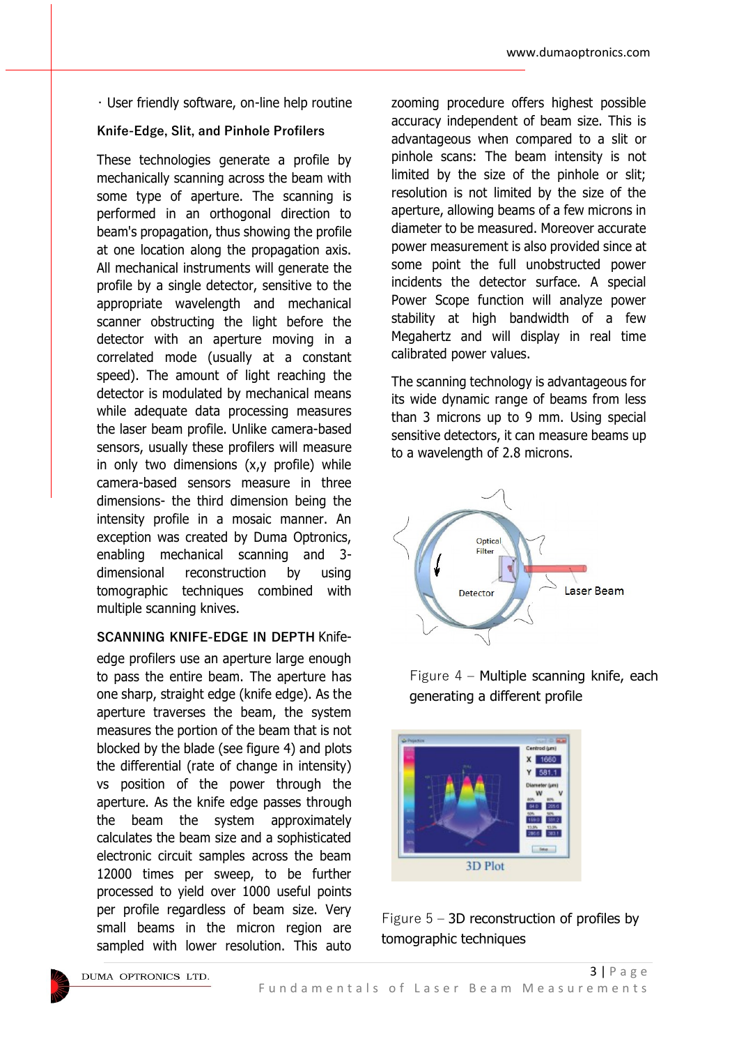· User friendly software, on-line help routine

### Knife-Edge, Slit, and Pinhole Profilers

These technologies generate a profile by mechanically scanning across the beam with some type of aperture. The scanning is performed in an orthogonal direction to beam's propagation, thus showing the profile at one location along the propagation axis. All mechanical instruments will generate the profile by a single detector, sensitive to the appropriate wavelength and mechanical scanner obstructing the light before the detector with an aperture moving in a correlated mode (usually at a constant speed). The amount of light reaching the detector is modulated by mechanical means while adequate data processing measures the laser beam profile. Unlike camera-based sensors, usually these profilers will measure in only two dimensions (x,y profile) while camera-based sensors measure in three dimensions- the third dimension being the intensity profile in a mosaic manner. An exception was created by Duma Optronics, enabling mechanical scanning and 3-dimensional reconstruction by using tomographic techniques combined with multiple scanning knives.

**SCANNING KNIFE-EDGE IN DEPTH** Knife-edge profilers use an aperture large enough to pass the entire beam. The aperture has one sharp, straight edge (knife edge). As the aperture traverses the beam, the system measures the portion of the beam that is not blocked by the blade (see figure 4) and plots the differential (rate of change in intensity) vs position of the power through the aperture. As the knife edge passes through the beam the system approximately calculates the beam size and a sophisticated electronic circuit samples across the beam 12000 times per sweep, to be further processed to yield over 1000 useful points per profile regardless of beam size. Very small beams in the micron region are sampled with lower resolution. This auto zooming procedure offers highest possible accuracy independent of beam size. This is advantageous when compared to a slit or pinhole scans: The beam intensity is not limited by the size of the pinhole or slit; resolution is not limited by the size of the aperture, allowing beams of a few microns in diameter to be measured. Moreover accurate power measurement is also provided since at some point the full unobstructed power incidents the detector surface. A special Power Scope function will analyze power stability at high bandwidth of a few Megahertz and will display in real time calibrated power values.

The scanning technology is advantageous for its wide dynamic range of beams from less than 3 microns up to 9 mm. Using special sensitive detectors, it can measure beams up to a wavelength of 2.8 microns.

Figure 4 – Multiple scanning knife, each generating a different profile

Figure 5 – 3D reconstruction of profiles by tomographic techniques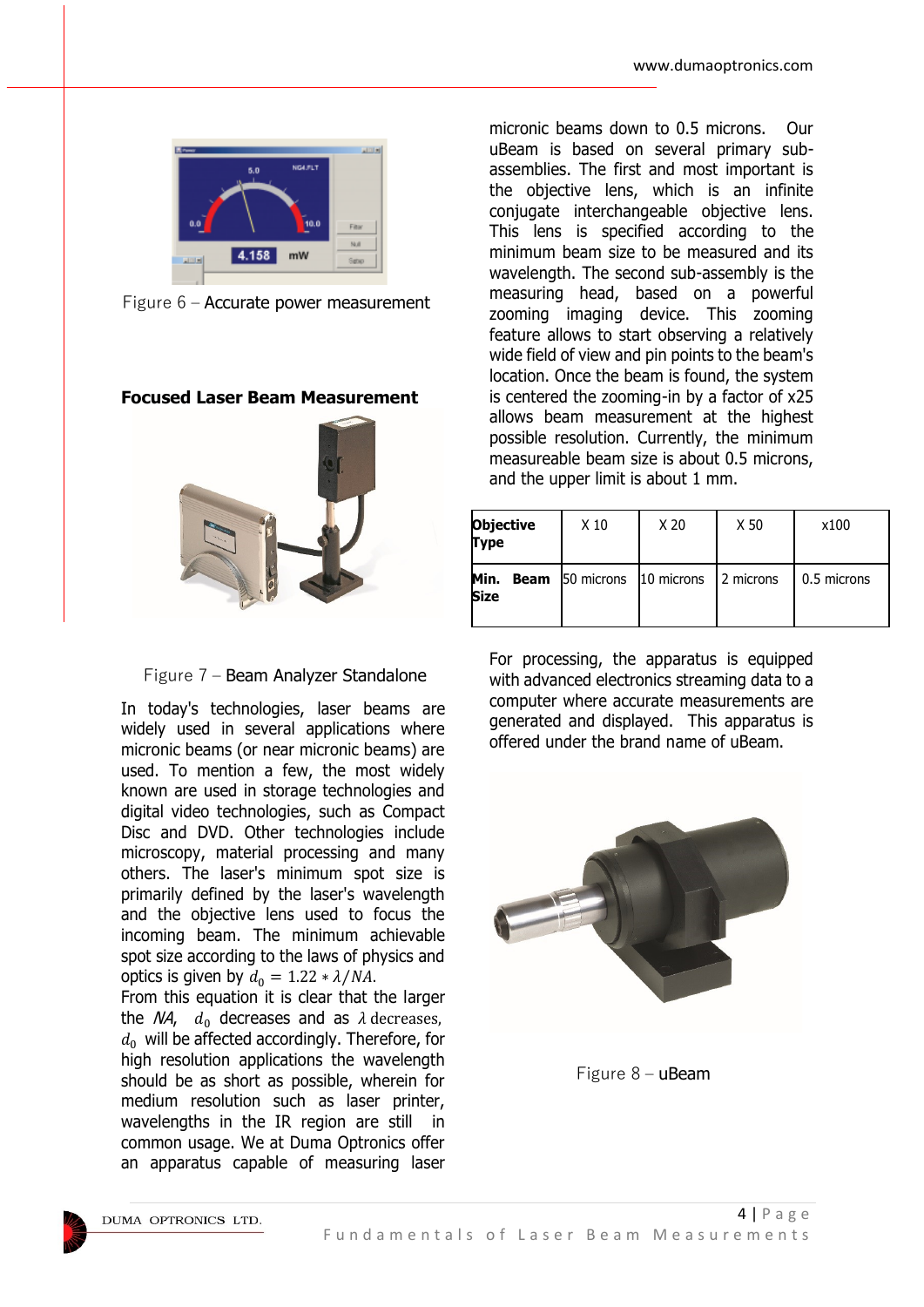Figure 6 – Accurate power measurement

## Focused Laser Beam Measurement

Figure 7 – Beam Analyzer Standalone

In today's technologies, laser beams are widely used in several applications where micronic beams (or near micronic beams) are used. To mention a few, the most widely known are used in storage technologies and digital video technologies, such as Compact Disc and DVD. Other technologies include microscopy, material processing and many others. The laser's minimum spot size is primarily defined by the laser's wavelength and the objective lens used to focus the incoming beam. The minimum achievable spot size according to the laws of physics and optics is given by $d_0 = 1.22 * \lambda / NA$.

From this equation it is clear that the larger the *NA*, $d_0$ decreases and as $\lambda$ decreases, $d_0$ will be affected accordingly. Therefore, for high resolution applications the wavelength should be as short as possible, wherein for medium resolution such as laser printer, wavelengths in the IR region are still in common usage. We at Duma Optronics offer an apparatus capable of measuring laser micronic beams down to 0.5 microns. Our uBeam is based on several primary sub-assemblies. The first and most important is the objective lens, which is an infinite conjugate interchangeable objective lens. This lens is specified according to the minimum beam size to be measured and its wavelength. The second sub-assembly is the measuring head, based on a powerful zooming imaging device. This zooming feature allows to start observing a relatively wide field of view and pin points to the beam's location. Once the beam is found, the system is centered the zooming-in by a factor of x25 allows beam measurement at the highest possible resolution. Currently, the minimum measureable beam size is about 0.5 microns, and the upper limit is about 1 mm.

| **Objective Type** | X 10 | X 20 | X 50 | x100 |
|---|---|---|---|---|
| **Min. Beam Size** | 50 microns | 10 microns | 2 microns | 0.5 microns |

For processing, the apparatus is equipped with advanced electronics streaming data to a computer where accurate measurements are generated and displayed. This apparatus is offered under the brand name of uBeam.

Figure 8 – uBeam